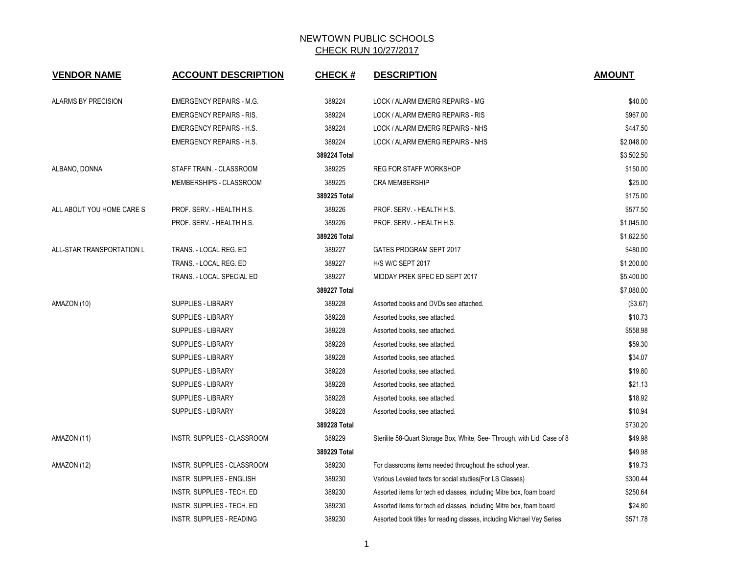# NEWTOWN PUBLIC SCHOOLS

## CHECK RUN 10/27/2017

| VENDOR NAME | ACCOUNT DESCRIPTION | CHECK # | DESCRIPTION | AMOUNT |
|---|---|---|---|---|
| ALARMS BY PRECISION | EMERGENCY REPAIRS - M.G. | 389224 | LOCK / ALARM EMERG REPAIRS - MG | $40.00 |
| | EMERGENCY REPAIRS - RIS. | 389224 | LOCK / ALARM EMERG REPAIRS - RIS | $967.00 |
| | EMERGENCY REPAIRS - H.S. | 389224 | LOCK / ALARM EMERG REPAIRS - NHS | $447.50 |
| | EMERGENCY REPAIRS - H.S. | 389224 | LOCK / ALARM EMERG REPAIRS - NHS | $2,048.00 |
| | | **389224 Total** | | $3,502.50 |
| ALBANO, DONNA | STAFF TRAIN. - CLASSROOM | 389225 | REG FOR STAFF WORKSHOP | $150.00 |
| | MEMBERSHIPS - CLASSROOM | 389225 | CRA MEMBERSHIP | $25.00 |
| | | **389225 Total** | | $175.00 |
| ALL ABOUT YOU HOME CARE S | PROF. SERV. - HEALTH H.S. | 389226 | PROF. SERV. - HEALTH H.S. | $577.50 |
| | PROF. SERV. - HEALTH H.S. | 389226 | PROF. SERV. - HEALTH H.S. | $1,045.00 |
| | | **389226 Total** | | $1,622.50 |
| ALL-STAR TRANSPORTATION L | TRANS. - LOCAL REG. ED | 389227 | GATES PROGRAM SEPT 2017 | $480.00 |
| | TRANS. - LOCAL REG. ED | 389227 | H/S W/C SEPT 2017 | $1,200.00 |
| | TRANS. - LOCAL SPECIAL ED | 389227 | MIDDAY PREK SPEC ED SEPT 2017 | $5,400.00 |
| | | **389227 Total** | | $7,080.00 |
| AMAZON (10) | SUPPLIES - LIBRARY | 389228 | Assorted books and DVDs see attached. | ($3.67) |
| | SUPPLIES - LIBRARY | 389228 | Assorted books, see attached. | $10.73 |
| | SUPPLIES - LIBRARY | 389228 | Assorted books, see attached. | $558.98 |
| | SUPPLIES - LIBRARY | 389228 | Assorted books, see attached. | $59.30 |
| | SUPPLIES - LIBRARY | 389228 | Assorted books, see attached. | $34.07 |
| | SUPPLIES - LIBRARY | 389228 | Assorted books, see attached. | $19.80 |
| | SUPPLIES - LIBRARY | 389228 | Assorted books, see attached. | $21.13 |
| | SUPPLIES - LIBRARY | 389228 | Assorted books, see attached. | $18.92 |
| | SUPPLIES - LIBRARY | 389228 | Assorted books, see attached. | $10.94 |
| | | **389228 Total** | | $730.20 |
| AMAZON (11) | INSTR. SUPPLIES - CLASSROOM | 389229 | Sterilite 58-Quart Storage Box, White, See- Through, with Lid, Case of 8 | $49.98 |
| | | **389229 Total** | | $49.98 |
| AMAZON (12) | INSTR. SUPPLIES - CLASSROOM | 389230 | For classrooms items needed throughout the school year. | $19.73 |
| | INSTR. SUPPLIES - ENGLISH | 389230 | Various Leveled texts for social studies(For LS Classes) | $300.44 |
| | INSTR. SUPPLIES - TECH. ED | 389230 | Assorted items for tech ed classes, including Mitre box, foam board | $250.64 |
| | INSTR. SUPPLIES - TECH. ED | 389230 | Assorted items for tech ed classes, including Mitre box, foam board | $24.80 |
| | INSTR. SUPPLIES - READING | 389230 | Assorted book titles for reading classes, including Michael Vey Series | $571.78 |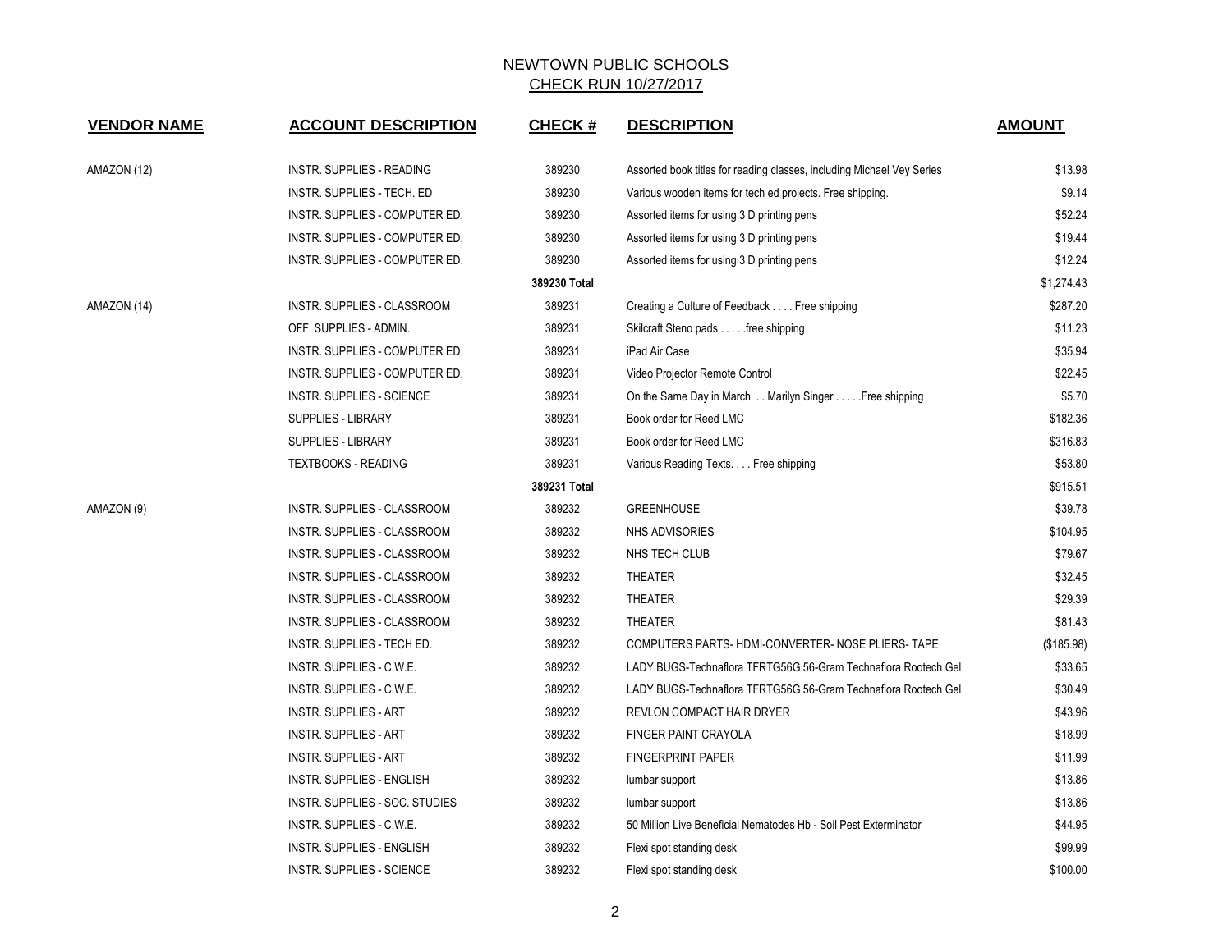# NEWTOWN PUBLIC SCHOOLS

## CHECK RUN 10/27/2017

| VENDOR NAME | ACCOUNT DESCRIPTION | CHECK # | DESCRIPTION | AMOUNT |
|---|---|---|---|---|
| AMAZON (12) | INSTR. SUPPLIES - READING | 389230 | Assorted book titles for reading classes, including Michael Vey Series | $13.98 |
| | INSTR. SUPPLIES - TECH. ED | 389230 | Various wooden items for tech ed projects. Free shipping. | $9.14 |
| | INSTR. SUPPLIES - COMPUTER ED. | 389230 | Assorted items for using 3 D printing pens | $52.24 |
| | INSTR. SUPPLIES - COMPUTER ED. | 389230 | Assorted items for using 3 D printing pens | $19.44 |
| | INSTR. SUPPLIES - COMPUTER ED. | 389230 | Assorted items for using 3 D printing pens | $12.24 |
| | | **389230 Total** | | $1,274.43 |
| AMAZON (14) | INSTR. SUPPLIES - CLASSROOM | 389231 | Creating a Culture of Feedback . . . . Free shipping | $287.20 |
| | OFF. SUPPLIES - ADMIN. | 389231 | Skilcraft Steno pads . . . . .free shipping | $11.23 |
| | INSTR. SUPPLIES - COMPUTER ED. | 389231 | iPad Air Case | $35.94 |
| | INSTR. SUPPLIES - COMPUTER ED. | 389231 | Video Projector Remote Control | $22.45 |
| | INSTR. SUPPLIES - SCIENCE | 389231 | On the Same Day in March . . Marilyn Singer . . . . .Free shipping | $5.70 |
| | SUPPLIES - LIBRARY | 389231 | Book order for Reed LMC | $182.36 |
| | SUPPLIES - LIBRARY | 389231 | Book order for Reed LMC | $316.83 |
| | TEXTBOOKS - READING | 389231 | Various Reading Texts. . . . Free shipping | $53.80 |
| | | **389231 Total** | | $915.51 |
| AMAZON (9) | INSTR. SUPPLIES - CLASSROOM | 389232 | GREENHOUSE | $39.78 |
| | INSTR. SUPPLIES - CLASSROOM | 389232 | NHS ADVISORIES | $104.95 |
| | INSTR. SUPPLIES - CLASSROOM | 389232 | NHS TECH CLUB | $79.67 |
| | INSTR. SUPPLIES - CLASSROOM | 389232 | THEATER | $32.45 |
| | INSTR. SUPPLIES - CLASSROOM | 389232 | THEATER | $29.39 |
| | INSTR. SUPPLIES - CLASSROOM | 389232 | THEATER | $81.43 |
| | INSTR. SUPPLIES - TECH ED. | 389232 | COMPUTERS PARTS- HDMI-CONVERTER- NOSE PLIERS- TAPE | ($185.98) |
| | INSTR. SUPPLIES - C.W.E. | 389232 | LADY BUGS-Technaflora TFRTG56G 56-Gram Technaflora Rootech Gel | $33.65 |
| | INSTR. SUPPLIES - C.W.E. | 389232 | LADY BUGS-Technaflora TFRTG56G 56-Gram Technaflora Rootech Gel | $30.49 |
| | INSTR. SUPPLIES - ART | 389232 | REVLON COMPACT HAIR DRYER | $43.96 |
| | INSTR. SUPPLIES - ART | 389232 | FINGER PAINT CRAYOLA | $18.99 |
| | INSTR. SUPPLIES - ART | 389232 | FINGERPRINT PAPER | $11.99 |
| | INSTR. SUPPLIES - ENGLISH | 389232 | lumbar support | $13.86 |
| | INSTR. SUPPLIES - SOC. STUDIES | 389232 | lumbar support | $13.86 |
| | INSTR. SUPPLIES - C.W.E. | 389232 | 50 Million Live Beneficial Nematodes Hb - Soil Pest Exterminator | $44.95 |
| | INSTR. SUPPLIES - ENGLISH | 389232 | Flexi spot standing desk | $99.99 |
| | INSTR. SUPPLIES - SCIENCE | 389232 | Flexi spot standing desk | $100.00 |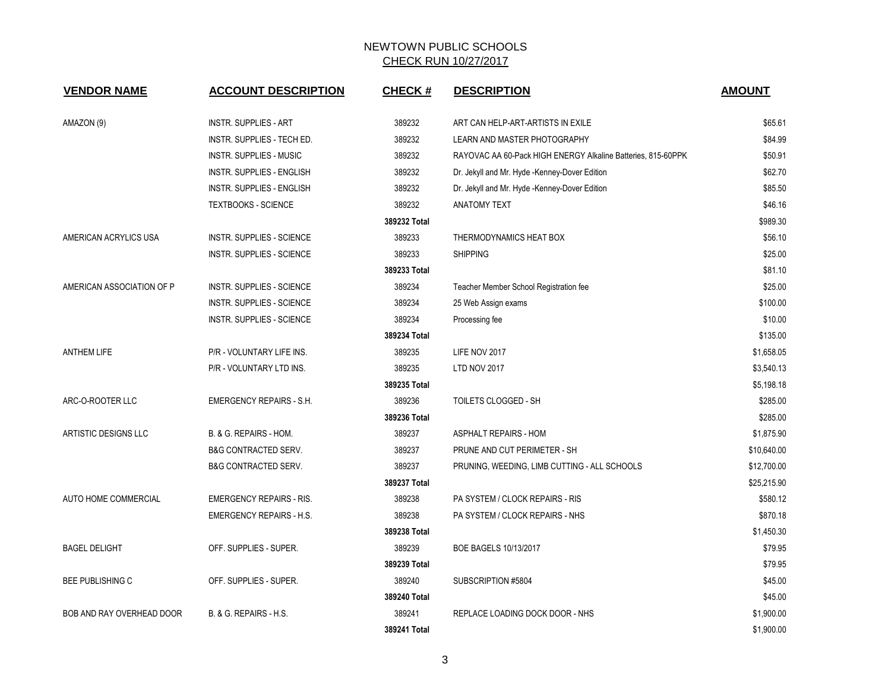# NEWTOWN PUBLIC SCHOOLS

## CHECK RUN 10/27/2017

| VENDOR NAME | ACCOUNT DESCRIPTION | CHECK # | DESCRIPTION | AMOUNT |
|---|---|---|---|---|
| AMAZON (9) | INSTR. SUPPLIES - ART | 389232 | ART CAN HELP-ART-ARTISTS IN EXILE | $65.61 |
| | INSTR. SUPPLIES - TECH ED. | 389232 | LEARN AND MASTER PHOTOGRAPHY | $84.99 |
| | INSTR. SUPPLIES - MUSIC | 389232 | RAYOVAC AA 60-Pack HIGH ENERGY Alkaline Batteries, 815-60PPK | $50.91 |
| | INSTR. SUPPLIES - ENGLISH | 389232 | Dr. Jekyll and Mr. Hyde -Kenney-Dover Edition | $62.70 |
| | INSTR. SUPPLIES - ENGLISH | 389232 | Dr. Jekyll and Mr. Hyde -Kenney-Dover Edition | $85.50 |
| | TEXTBOOKS - SCIENCE | 389232 | ANATOMY TEXT | $46.16 |
| | | **389232 Total** | | $989.30 |
| AMERICAN ACRYLICS USA | INSTR. SUPPLIES - SCIENCE | 389233 | THERMODYNAMICS HEAT BOX | $56.10 |
| | INSTR. SUPPLIES - SCIENCE | 389233 | SHIPPING | $25.00 |
| | | **389233 Total** | | $81.10 |
| AMERICAN ASSOCIATION OF P | INSTR. SUPPLIES - SCIENCE | 389234 | Teacher Member School Registration fee | $25.00 |
| | INSTR. SUPPLIES - SCIENCE | 389234 | 25 Web Assign exams | $100.00 |
| | INSTR. SUPPLIES - SCIENCE | 389234 | Processing fee | $10.00 |
| | | **389234 Total** | | $135.00 |
| ANTHEM LIFE | P/R - VOLUNTARY LIFE INS. | 389235 | LIFE NOV 2017 | $1,658.05 |
| | P/R - VOLUNTARY LTD INS. | 389235 | LTD NOV 2017 | $3,540.13 |
| | | **389235 Total** | | $5,198.18 |
| ARC-O-ROOTER LLC | EMERGENCY REPAIRS - S.H. | 389236 | TOILETS CLOGGED - SH | $285.00 |
| | | **389236 Total** | | $285.00 |
| ARTISTIC DESIGNS LLC | B. & G. REPAIRS - HOM. | 389237 | ASPHALT REPAIRS - HOM | $1,875.90 |
| | B&G CONTRACTED SERV. | 389237 | PRUNE AND CUT PERIMETER - SH | $10,640.00 |
| | B&G CONTRACTED SERV. | 389237 | PRUNING, WEEDING, LIMB CUTTING - ALL SCHOOLS | $12,700.00 |
| | | **389237 Total** | | $25,215.90 |
| AUTO HOME COMMERCIAL | EMERGENCY REPAIRS - RIS. | 389238 | PA SYSTEM / CLOCK REPAIRS - RIS | $580.12 |
| | EMERGENCY REPAIRS - H.S. | 389238 | PA SYSTEM / CLOCK REPAIRS - NHS | $870.18 |
| | | **389238 Total** | | $1,450.30 |
| BAGEL DELIGHT | OFF. SUPPLIES - SUPER. | 389239 | BOE BAGELS 10/13/2017 | $79.95 |
| | | **389239 Total** | | $79.95 |
| BEE PUBLISHING C | OFF. SUPPLIES - SUPER. | 389240 | SUBSCRIPTION #5804 | $45.00 |
| | | **389240 Total** | | $45.00 |
| BOB AND RAY OVERHEAD DOOR | B. & G. REPAIRS - H.S. | 389241 | REPLACE LOADING DOCK DOOR - NHS | $1,900.00 |
| | | **389241 Total** | | $1,900.00 |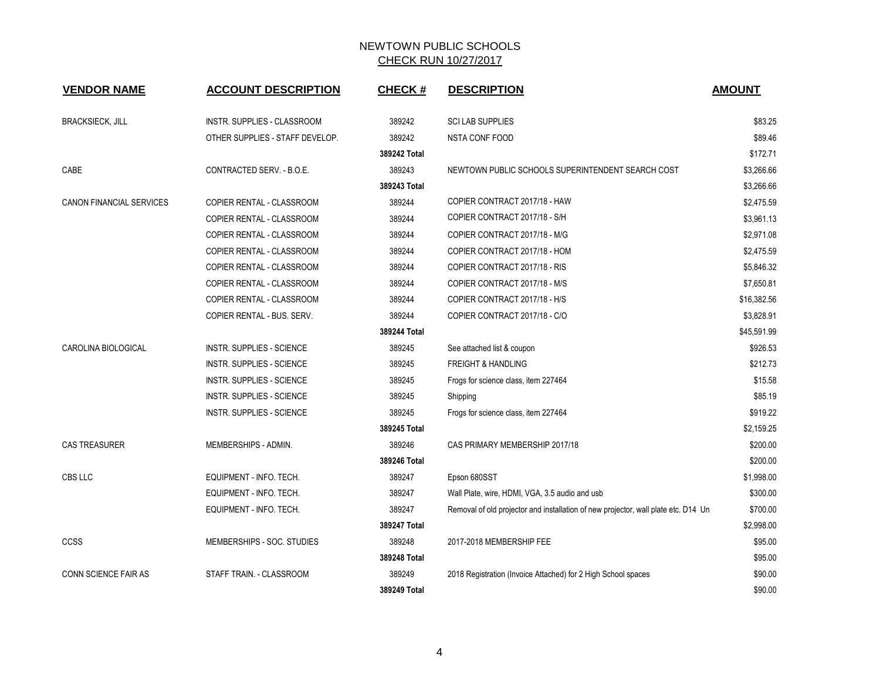# NEWTOWN PUBLIC SCHOOLS

## CHECK RUN 10/27/2017

| VENDOR NAME | ACCOUNT DESCRIPTION | CHECK # | DESCRIPTION | AMOUNT |
|---|---|---|---|---|
| BRACKSIECK, JILL | INSTR. SUPPLIES - CLASSROOM | 389242 | SCI LAB SUPPLIES | $83.25 |
| | OTHER SUPPLIES - STAFF DEVELOP. | 389242 | NSTA CONF FOOD | $89.46 |
| | | **389242 Total** | | $172.71 |
| CABE | CONTRACTED SERV. - B.O.E. | 389243 | NEWTOWN PUBLIC SCHOOLS SUPERINTENDENT SEARCH COST | $3,266.66 |
| | | **389243 Total** | | $3,266.66 |
| CANON FINANCIAL SERVICES | COPIER RENTAL - CLASSROOM | 389244 | COPIER CONTRACT 2017/18 - HAW | $2,475.59 |
| | COPIER RENTAL - CLASSROOM | 389244 | COPIER CONTRACT 2017/18 - S/H | $3,961.13 |
| | COPIER RENTAL - CLASSROOM | 389244 | COPIER CONTRACT 2017/18 - M/G | $2,971.08 |
| | COPIER RENTAL - CLASSROOM | 389244 | COPIER CONTRACT 2017/18 - HOM | $2,475.59 |
| | COPIER RENTAL - CLASSROOM | 389244 | COPIER CONTRACT 2017/18 - RIS | $5,846.32 |
| | COPIER RENTAL - CLASSROOM | 389244 | COPIER CONTRACT 2017/18 - M/S | $7,650.81 |
| | COPIER RENTAL - CLASSROOM | 389244 | COPIER CONTRACT 2017/18 - H/S | $16,382.56 |
| | COPIER RENTAL - BUS. SERV. | 389244 | COPIER CONTRACT 2017/18 - C/O | $3,828.91 |
| | | **389244 Total** | | $45,591.99 |
| CAROLINA BIOLOGICAL | INSTR. SUPPLIES - SCIENCE | 389245 | See attached list & coupon | $926.53 |
| | INSTR. SUPPLIES - SCIENCE | 389245 | FREIGHT & HANDLING | $212.73 |
| | INSTR. SUPPLIES - SCIENCE | 389245 | Frogs for science class, item 227464 | $15.58 |
| | INSTR. SUPPLIES - SCIENCE | 389245 | Shipping | $85.19 |
| | INSTR. SUPPLIES - SCIENCE | 389245 | Frogs for science class, item 227464 | $919.22 |
| | | **389245 Total** | | $2,159.25 |
| CAS TREASURER | MEMBERSHIPS - ADMIN. | 389246 | CAS PRIMARY MEMBERSHIP 2017/18 | $200.00 |
| | | **389246 Total** | | $200.00 |
| CBS LLC | EQUIPMENT - INFO. TECH. | 389247 | Epson 680SST | $1,998.00 |
| | EQUIPMENT - INFO. TECH. | 389247 | Wall Plate, wire, HDMI, VGA, 3.5 audio and usb | $300.00 |
| | EQUIPMENT - INFO. TECH. | 389247 | Removal of old projector and installation of new projector, wall plate etc. D14 Un | $700.00 |
| | | **389247 Total** | | $2,998.00 |
| CCSS | MEMBERSHIPS - SOC. STUDIES | 389248 | 2017-2018 MEMBERSHIP FEE | $95.00 |
| | | **389248 Total** | | $95.00 |
| CONN SCIENCE FAIR AS | STAFF TRAIN. - CLASSROOM | 389249 | 2018 Registration (Invoice Attached) for 2 High School spaces | $90.00 |
| | | **389249 Total** | | $90.00 |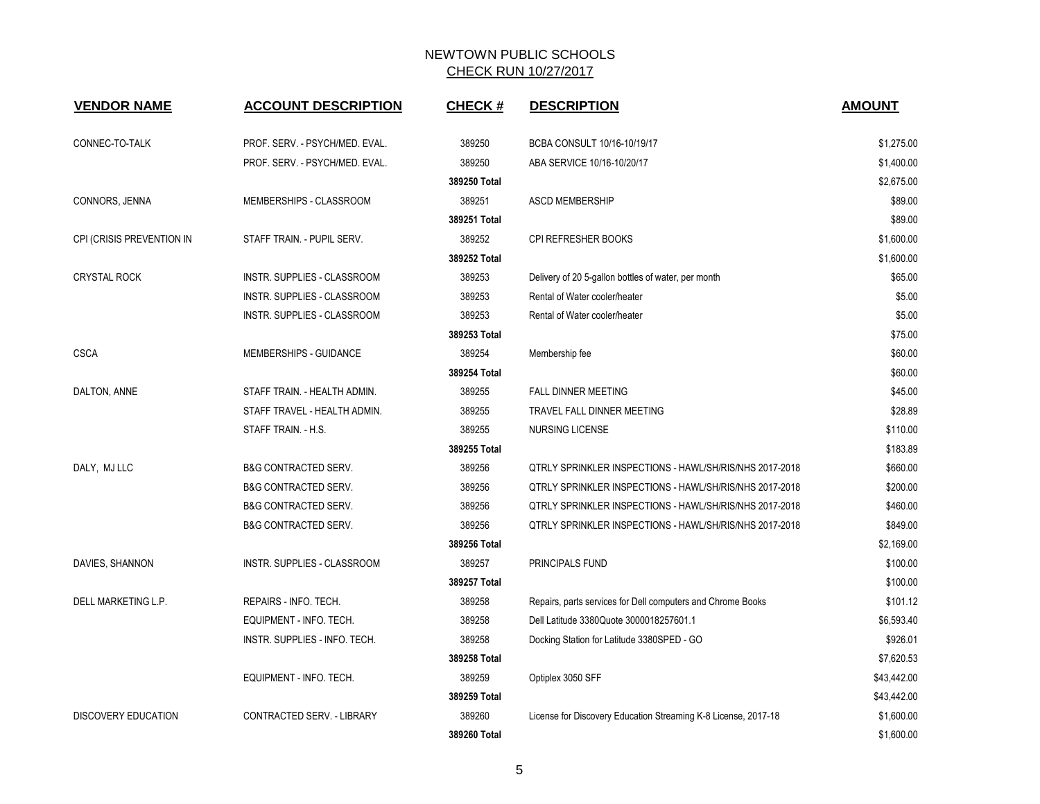# NEWTOWN PUBLIC SCHOOLS

## CHECK RUN 10/27/2017

| VENDOR NAME | ACCOUNT DESCRIPTION | CHECK # | DESCRIPTION | AMOUNT |
|---|---|---|---|---|
| CONNEC-TO-TALK | PROF. SERV. - PSYCH/MED. EVAL. | 389250 | BCBA CONSULT 10/16-10/19/17 | $1,275.00 |
| | PROF. SERV. - PSYCH/MED. EVAL. | 389250 | ABA SERVICE 10/16-10/20/17 | $1,400.00 |
| | | **389250 Total** | | $2,675.00 |
| CONNORS, JENNA | MEMBERSHIPS - CLASSROOM | 389251 | ASCD MEMBERSHIP | $89.00 |
| | | **389251 Total** | | $89.00 |
| CPI (CRISIS PREVENTION IN | STAFF TRAIN. - PUPIL SERV. | 389252 | CPI REFRESHER BOOKS | $1,600.00 |
| | | **389252 Total** | | $1,600.00 |
| CRYSTAL ROCK | INSTR. SUPPLIES - CLASSROOM | 389253 | Delivery of 20 5-gallon bottles of water, per month | $65.00 |
| | INSTR. SUPPLIES - CLASSROOM | 389253 | Rental of Water cooler/heater | $5.00 |
| | INSTR. SUPPLIES - CLASSROOM | 389253 | Rental of Water cooler/heater | $5.00 |
| | | **389253 Total** | | $75.00 |
| CSCA | MEMBERSHIPS - GUIDANCE | 389254 | Membership fee | $60.00 |
| | | **389254 Total** | | $60.00 |
| DALTON, ANNE | STAFF TRAIN. - HEALTH ADMIN. | 389255 | FALL DINNER MEETING | $45.00 |
| | STAFF TRAVEL - HEALTH ADMIN. | 389255 | TRAVEL FALL DINNER MEETING | $28.89 |
| | STAFF TRAIN. - H.S. | 389255 | NURSING LICENSE | $110.00 |
| | | **389255 Total** | | $183.89 |
| DALY, MJ LLC | B&G CONTRACTED SERV. | 389256 | QTRLY SPRINKLER INSPECTIONS - HAWL/SH/RIS/NHS 2017-2018 | $660.00 |
| | B&G CONTRACTED SERV. | 389256 | QTRLY SPRINKLER INSPECTIONS - HAWL/SH/RIS/NHS 2017-2018 | $200.00 |
| | B&G CONTRACTED SERV. | 389256 | QTRLY SPRINKLER INSPECTIONS - HAWL/SH/RIS/NHS 2017-2018 | $460.00 |
| | B&G CONTRACTED SERV. | 389256 | QTRLY SPRINKLER INSPECTIONS - HAWL/SH/RIS/NHS 2017-2018 | $849.00 |
| | | **389256 Total** | | $2,169.00 |
| DAVIES, SHANNON | INSTR. SUPPLIES - CLASSROOM | 389257 | PRINCIPALS FUND | $100.00 |
| | | **389257 Total** | | $100.00 |
| DELL MARKETING L.P. | REPAIRS - INFO. TECH. | 389258 | Repairs, parts services for Dell computers and Chrome Books | $101.12 |
| | EQUIPMENT - INFO. TECH. | 389258 | Dell Latitude 3380Quote 3000018257601.1 | $6,593.40 |
| | INSTR. SUPPLIES - INFO. TECH. | 389258 | Docking Station for Latitude 3380SPED - GO | $926.01 |
| | | **389258 Total** | | $7,620.53 |
| | EQUIPMENT - INFO. TECH. | 389259 | Optiplex 3050 SFF | $43,442.00 |
| | | **389259 Total** | | $43,442.00 |
| DISCOVERY EDUCATION | CONTRACTED SERV. - LIBRARY | 389260 | License for Discovery Education Streaming K-8 License, 2017-18 | $1,600.00 |
| | | **389260 Total** | | $1,600.00 |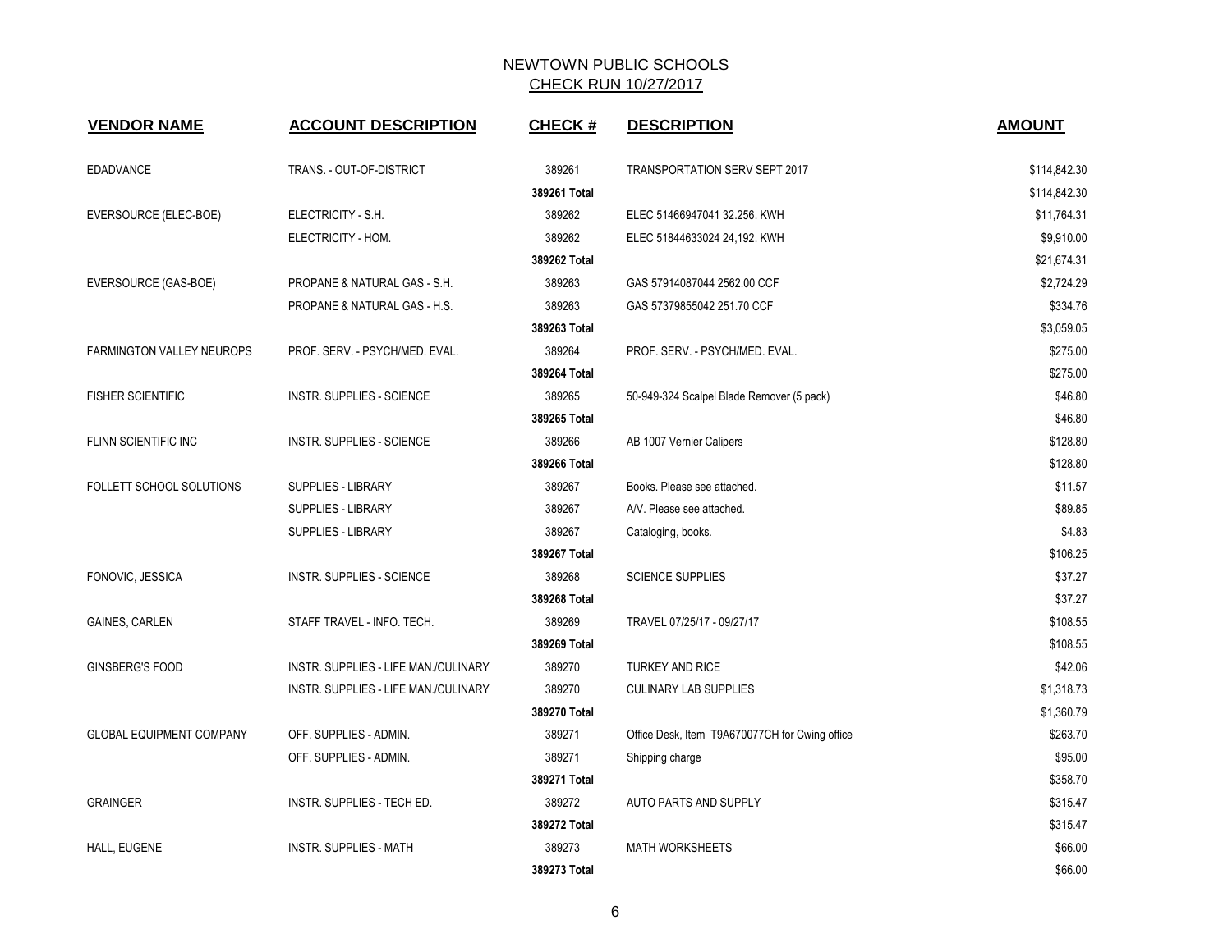NEWTOWN PUBLIC SCHOOLS
CHECK RUN 10/27/2017

| VENDOR NAME | ACCOUNT DESCRIPTION | CHECK # | DESCRIPTION | AMOUNT |
|---|---|---|---|---|
| EDADVANCE | TRANS. - OUT-OF-DISTRICT | 389261 | TRANSPORTATION SERV SEPT 2017 | $114,842.30 |
| | | **389261 Total** | | $114,842.30 |
| EVERSOURCE (ELEC-BOE) | ELECTRICITY - S.H. | 389262 | ELEC 51466947041 32.256. KWH | $11,764.31 |
| | ELECTRICITY - HOM. | 389262 | ELEC 51844633024 24,192. KWH | $9,910.00 |
| | | **389262 Total** | | $21,674.31 |
| EVERSOURCE (GAS-BOE) | PROPANE & NATURAL GAS - S.H. | 389263 | GAS 57914087044 2562.00 CCF | $2,724.29 |
| | PROPANE & NATURAL GAS - H.S. | 389263 | GAS 57379855042 251.70 CCF | $334.76 |
| | | **389263 Total** | | $3,059.05 |
| FARMINGTON VALLEY NEUROPS | PROF. SERV. - PSYCH/MED. EVAL. | 389264 | PROF. SERV. - PSYCH/MED. EVAL. | $275.00 |
| | | **389264 Total** | | $275.00 |
| FISHER SCIENTIFIC | INSTR. SUPPLIES - SCIENCE | 389265 | 50-949-324 Scalpel Blade Remover (5 pack) | $46.80 |
| | | **389265 Total** | | $46.80 |
| FLINN SCIENTIFIC INC | INSTR. SUPPLIES - SCIENCE | 389266 | AB 1007 Vernier Calipers | $128.80 |
| | | **389266 Total** | | $128.80 |
| FOLLETT SCHOOL SOLUTIONS | SUPPLIES - LIBRARY | 389267 | Books. Please see attached. | $11.57 |
| | SUPPLIES - LIBRARY | 389267 | A/V. Please see attached. | $89.85 |
| | SUPPLIES - LIBRARY | 389267 | Cataloging, books. | $4.83 |
| | | **389267 Total** | | $106.25 |
| FONOVIC, JESSICA | INSTR. SUPPLIES - SCIENCE | 389268 | SCIENCE SUPPLIES | $37.27 |
| | | **389268 Total** | | $37.27 |
| GAINES, CARLEN | STAFF TRAVEL - INFO. TECH. | 389269 | TRAVEL 07/25/17 - 09/27/17 | $108.55 |
| | | **389269 Total** | | $108.55 |
| GINSBERG'S FOOD | INSTR. SUPPLIES - LIFE MAN./CULINARY | 389270 | TURKEY AND RICE | $42.06 |
| | INSTR. SUPPLIES - LIFE MAN./CULINARY | 389270 | CULINARY LAB SUPPLIES | $1,318.73 |
| | | **389270 Total** | | $1,360.79 |
| GLOBAL EQUIPMENT COMPANY | OFF. SUPPLIES - ADMIN. | 389271 | Office Desk, Item T9A670077CH for Cwing office | $263.70 |
| | OFF. SUPPLIES - ADMIN. | 389271 | Shipping charge | $95.00 |
| | | **389271 Total** | | $358.70 |
| GRAINGER | INSTR. SUPPLIES - TECH ED. | 389272 | AUTO PARTS AND SUPPLY | $315.47 |
| | | **389272 Total** | | $315.47 |
| HALL, EUGENE | INSTR. SUPPLIES - MATH | 389273 | MATH WORKSHEETS | $66.00 |
| | | **389273 Total** | | $66.00 |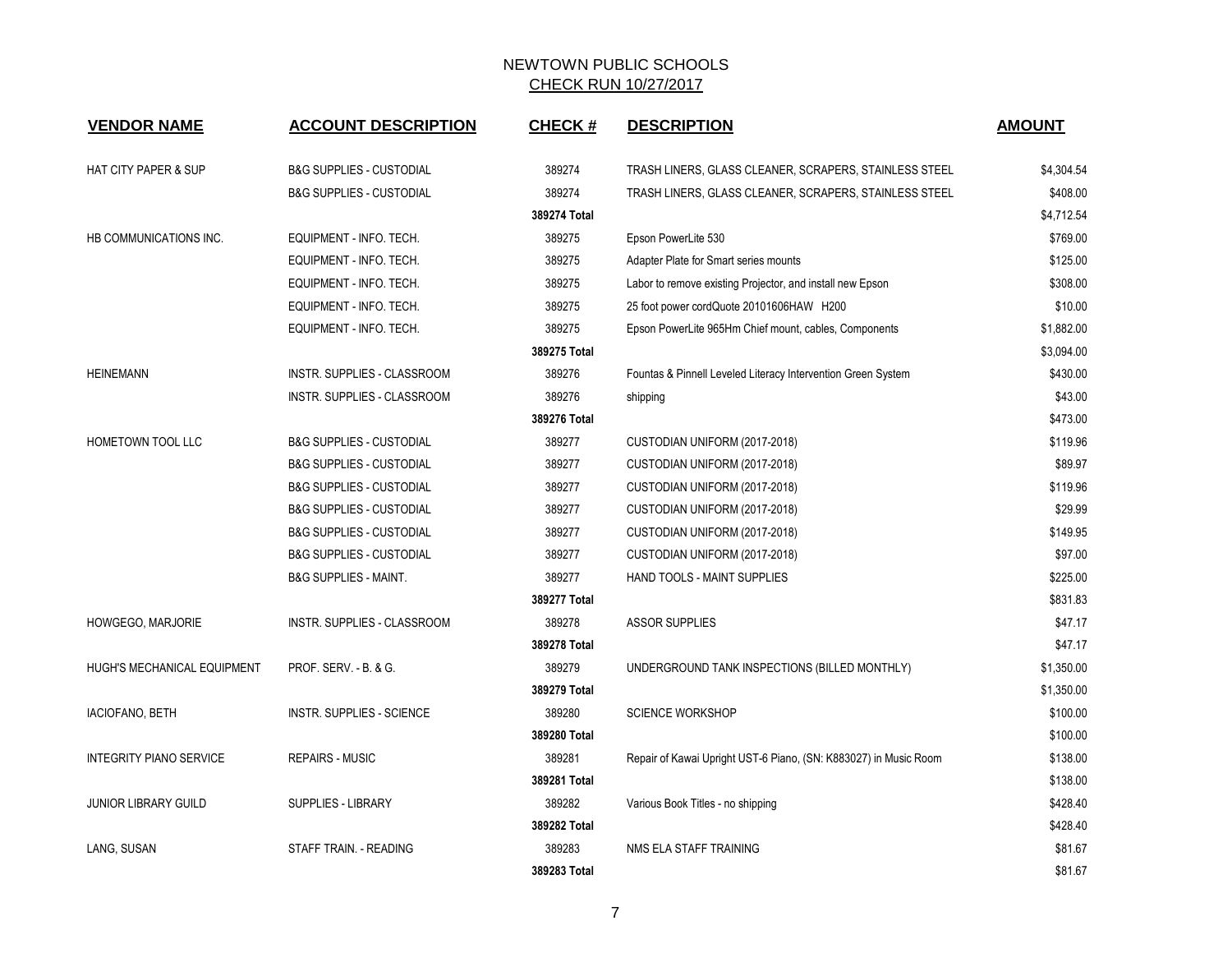# NEWTOWN PUBLIC SCHOOLS
## CHECK RUN 10/27/2017

| VENDOR NAME | ACCOUNT DESCRIPTION | CHECK # | DESCRIPTION | AMOUNT |
|---|---|---|---|---|
| HAT CITY PAPER & SUP | B&G SUPPLIES - CUSTODIAL | 389274 | TRASH LINERS, GLASS CLEANER, SCRAPERS, STAINLESS STEEL | $4,304.54 |
| | B&G SUPPLIES - CUSTODIAL | 389274 | TRASH LINERS, GLASS CLEANER, SCRAPERS, STAINLESS STEEL | $408.00 |
| | | **389274 Total** | | $4,712.54 |
| HB COMMUNICATIONS INC. | EQUIPMENT - INFO. TECH. | 389275 | Epson PowerLite 530 | $769.00 |
| | EQUIPMENT - INFO. TECH. | 389275 | Adapter Plate for Smart series mounts | $125.00 |
| | EQUIPMENT - INFO. TECH. | 389275 | Labor to remove existing Projector, and install new Epson | $308.00 |
| | EQUIPMENT - INFO. TECH. | 389275 | 25 foot power cordQuote 20101606HAW H200 | $10.00 |
| | EQUIPMENT - INFO. TECH. | 389275 | Epson PowerLite 965Hm Chief mount, cables, Components | $1,882.00 |
| | | **389275 Total** | | $3,094.00 |
| HEINEMANN | INSTR. SUPPLIES - CLASSROOM | 389276 | Fountas & Pinnell Leveled Literacy Intervention Green System | $430.00 |
| | INSTR. SUPPLIES - CLASSROOM | 389276 | shipping | $43.00 |
| | | **389276 Total** | | $473.00 |
| HOMETOWN TOOL LLC | B&G SUPPLIES - CUSTODIAL | 389277 | CUSTODIAN UNIFORM (2017-2018) | $119.96 |
| | B&G SUPPLIES - CUSTODIAL | 389277 | CUSTODIAN UNIFORM (2017-2018) | $89.97 |
| | B&G SUPPLIES - CUSTODIAL | 389277 | CUSTODIAN UNIFORM (2017-2018) | $119.96 |
| | B&G SUPPLIES - CUSTODIAL | 389277 | CUSTODIAN UNIFORM (2017-2018) | $29.99 |
| | B&G SUPPLIES - CUSTODIAL | 389277 | CUSTODIAN UNIFORM (2017-2018) | $149.95 |
| | B&G SUPPLIES - CUSTODIAL | 389277 | CUSTODIAN UNIFORM (2017-2018) | $97.00 |
| | B&G SUPPLIES - MAINT. | 389277 | HAND TOOLS - MAINT SUPPLIES | $225.00 |
| | | **389277 Total** | | $831.83 |
| HOWGEGO, MARJORIE | INSTR. SUPPLIES - CLASSROOM | 389278 | ASSOR SUPPLIES | $47.17 |
| | | **389278 Total** | | $47.17 |
| HUGH'S MECHANICAL EQUIPMENT | PROF. SERV. - B. & G. | 389279 | UNDERGROUND TANK INSPECTIONS (BILLED MONTHLY) | $1,350.00 |
| | | **389279 Total** | | $1,350.00 |
| IACIOFANO, BETH | INSTR. SUPPLIES - SCIENCE | 389280 | SCIENCE WORKSHOP | $100.00 |
| | | **389280 Total** | | $100.00 |
| INTEGRITY PIANO SERVICE | REPAIRS - MUSIC | 389281 | Repair of Kawai Upright UST-6 Piano, (SN: K883027) in Music Room | $138.00 |
| | | **389281 Total** | | $138.00 |
| JUNIOR LIBRARY GUILD | SUPPLIES - LIBRARY | 389282 | Various Book Titles - no shipping | $428.40 |
| | | **389282 Total** | | $428.40 |
| LANG, SUSAN | STAFF TRAIN. - READING | 389283 | NMS ELA STAFF TRAINING | $81.67 |
| | | **389283 Total** | | $81.67 |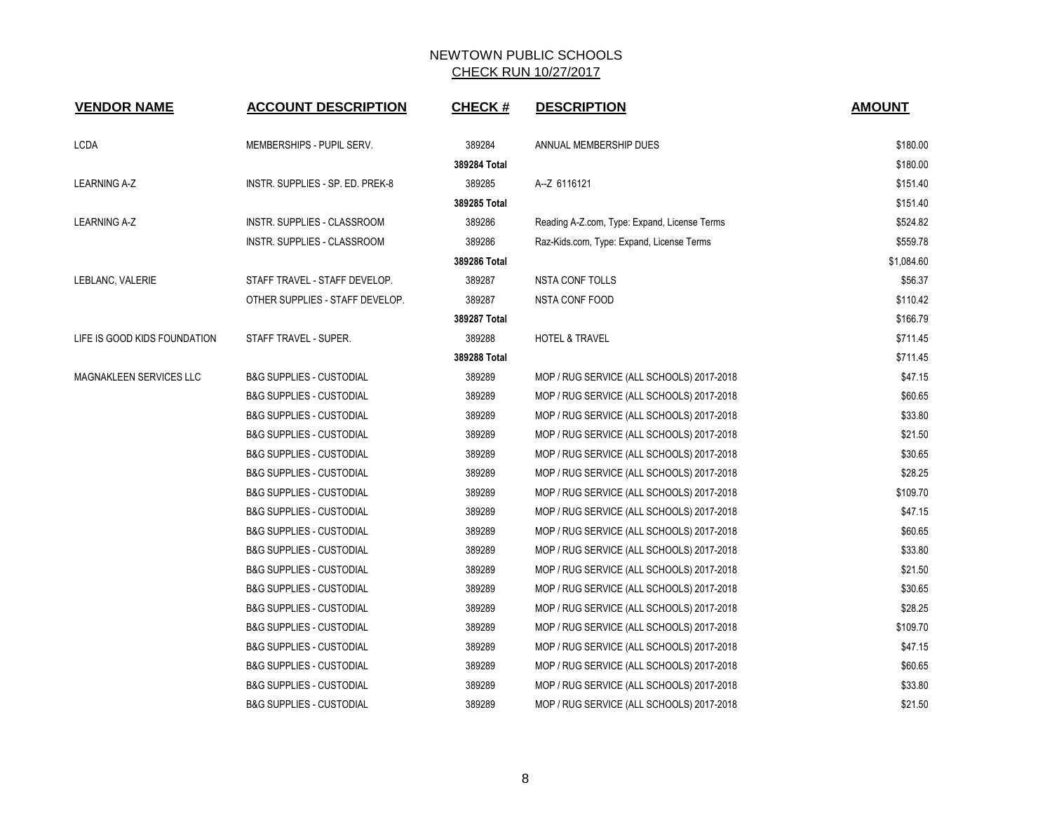# NEWTOWN PUBLIC SCHOOLS

## CHECK RUN 10/27/2017

| VENDOR NAME | ACCOUNT DESCRIPTION | CHECK # | DESCRIPTION | AMOUNT |
|---|---|---|---|---|
| LCDA | MEMBERSHIPS - PUPIL SERV. | 389284 | ANNUAL MEMBERSHIP DUES | $180.00 |
| | | **389284 Total** | | $180.00 |
| LEARNING A-Z | INSTR. SUPPLIES - SP. ED. PREK-8 | 389285 | A--Z 6116121 | $151.40 |
| | | **389285 Total** | | $151.40 |
| LEARNING A-Z | INSTR. SUPPLIES - CLASSROOM | 389286 | Reading A-Z.com, Type: Expand, License Terms | $524.82 |
| | INSTR. SUPPLIES - CLASSROOM | 389286 | Raz-Kids.com, Type: Expand, License Terms | $559.78 |
| | | **389286 Total** | | $1,084.60 |
| LEBLANC, VALERIE | STAFF TRAVEL - STAFF DEVELOP. | 389287 | NSTA CONF TOLLS | $56.37 |
| | OTHER SUPPLIES - STAFF DEVELOP. | 389287 | NSTA CONF FOOD | $110.42 |
| | | **389287 Total** | | $166.79 |
| LIFE IS GOOD KIDS FOUNDATION | STAFF TRAVEL - SUPER. | 389288 | HOTEL & TRAVEL | $711.45 |
| | | **389288 Total** | | $711.45 |
| MAGNAKLEEN SERVICES LLC | B&G SUPPLIES - CUSTODIAL | 389289 | MOP / RUG SERVICE (ALL SCHOOLS) 2017-2018 | $47.15 |
| | B&G SUPPLIES - CUSTODIAL | 389289 | MOP / RUG SERVICE (ALL SCHOOLS) 2017-2018 | $60.65 |
| | B&G SUPPLIES - CUSTODIAL | 389289 | MOP / RUG SERVICE (ALL SCHOOLS) 2017-2018 | $33.80 |
| | B&G SUPPLIES - CUSTODIAL | 389289 | MOP / RUG SERVICE (ALL SCHOOLS) 2017-2018 | $21.50 |
| | B&G SUPPLIES - CUSTODIAL | 389289 | MOP / RUG SERVICE (ALL SCHOOLS) 2017-2018 | $30.65 |
| | B&G SUPPLIES - CUSTODIAL | 389289 | MOP / RUG SERVICE (ALL SCHOOLS) 2017-2018 | $28.25 |
| | B&G SUPPLIES - CUSTODIAL | 389289 | MOP / RUG SERVICE (ALL SCHOOLS) 2017-2018 | $109.70 |
| | B&G SUPPLIES - CUSTODIAL | 389289 | MOP / RUG SERVICE (ALL SCHOOLS) 2017-2018 | $47.15 |
| | B&G SUPPLIES - CUSTODIAL | 389289 | MOP / RUG SERVICE (ALL SCHOOLS) 2017-2018 | $60.65 |
| | B&G SUPPLIES - CUSTODIAL | 389289 | MOP / RUG SERVICE (ALL SCHOOLS) 2017-2018 | $33.80 |
| | B&G SUPPLIES - CUSTODIAL | 389289 | MOP / RUG SERVICE (ALL SCHOOLS) 2017-2018 | $21.50 |
| | B&G SUPPLIES - CUSTODIAL | 389289 | MOP / RUG SERVICE (ALL SCHOOLS) 2017-2018 | $30.65 |
| | B&G SUPPLIES - CUSTODIAL | 389289 | MOP / RUG SERVICE (ALL SCHOOLS) 2017-2018 | $28.25 |
| | B&G SUPPLIES - CUSTODIAL | 389289 | MOP / RUG SERVICE (ALL SCHOOLS) 2017-2018 | $109.70 |
| | B&G SUPPLIES - CUSTODIAL | 389289 | MOP / RUG SERVICE (ALL SCHOOLS) 2017-2018 | $47.15 |
| | B&G SUPPLIES - CUSTODIAL | 389289 | MOP / RUG SERVICE (ALL SCHOOLS) 2017-2018 | $60.65 |
| | B&G SUPPLIES - CUSTODIAL | 389289 | MOP / RUG SERVICE (ALL SCHOOLS) 2017-2018 | $33.80 |
| | B&G SUPPLIES - CUSTODIAL | 389289 | MOP / RUG SERVICE (ALL SCHOOLS) 2017-2018 | $21.50 |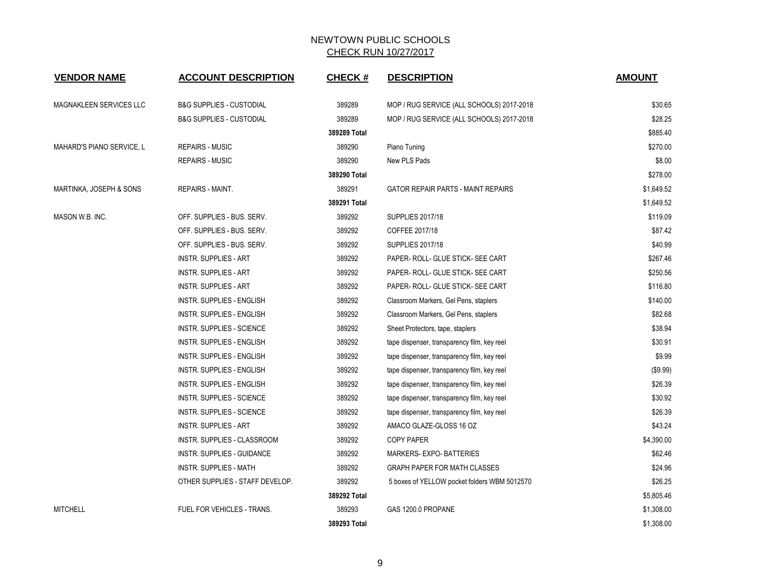# NEWTOWN PUBLIC SCHOOLS

## CHECK RUN 10/27/2017

| VENDOR NAME | ACCOUNT DESCRIPTION | CHECK # | DESCRIPTION | AMOUNT |
|---|---|---|---|---|
| MAGNAKLEEN SERVICES LLC | B&G SUPPLIES - CUSTODIAL | 389289 | MOP / RUG SERVICE (ALL SCHOOLS) 2017-2018 | $30.65 |
| | B&G SUPPLIES - CUSTODIAL | 389289 | MOP / RUG SERVICE (ALL SCHOOLS) 2017-2018 | $28.25 |
| | | **389289 Total** | | $885.40 |
| MAHARD'S PIANO SERVICE, L | REPAIRS - MUSIC | 389290 | Piano Tuning | $270.00 |
| | REPAIRS - MUSIC | 389290 | New PLS Pads | $8.00 |
| | | **389290 Total** | | $278.00 |
| MARTINKA, JOSEPH & SONS | REPAIRS - MAINT. | 389291 | GATOR REPAIR PARTS - MAINT REPAIRS | $1,649.52 |
| | | **389291 Total** | | $1,649.52 |
| MASON W.B. INC. | OFF. SUPPLIES - BUS. SERV. | 389292 | SUPPLIES 2017/18 | $119.09 |
| | OFF. SUPPLIES - BUS. SERV. | 389292 | COFFEE 2017/18 | $87.42 |
| | OFF. SUPPLIES - BUS. SERV. | 389292 | SUPPLIES 2017/18 | $40.99 |
| | INSTR. SUPPLIES - ART | 389292 | PAPER- ROLL- GLUE STICK- SEE CART | $267.46 |
| | INSTR. SUPPLIES - ART | 389292 | PAPER- ROLL- GLUE STICK- SEE CART | $250.56 |
| | INSTR. SUPPLIES - ART | 389292 | PAPER- ROLL- GLUE STICK- SEE CART | $116.80 |
| | INSTR. SUPPLIES - ENGLISH | 389292 | Classroom Markers, Gel Pens, staplers | $140.00 |
| | INSTR. SUPPLIES - ENGLISH | 389292 | Classroom Markers, Gel Pens, staplers | $82.68 |
| | INSTR. SUPPLIES - SCIENCE | 389292 | Sheet Protectors, tape, staplers | $38.94 |
| | INSTR. SUPPLIES - ENGLISH | 389292 | tape dispenser, transparency film, key reel | $30.91 |
| | INSTR. SUPPLIES - ENGLISH | 389292 | tape dispenser, transparency film, key reel | $9.99 |
| | INSTR. SUPPLIES - ENGLISH | 389292 | tape dispenser, transparency film, key reel | ($9.99) |
| | INSTR. SUPPLIES - ENGLISH | 389292 | tape dispenser, transparency film, key reel | $26.39 |
| | INSTR. SUPPLIES - SCIENCE | 389292 | tape dispenser, transparency film, key reel | $30.92 |
| | INSTR. SUPPLIES - SCIENCE | 389292 | tape dispenser, transparency film, key reel | $26.39 |
| | INSTR. SUPPLIES - ART | 389292 | AMACO GLAZE-GLOSS 16 OZ | $43.24 |
| | INSTR. SUPPLIES - CLASSROOM | 389292 | COPY PAPER | $4,390.00 |
| | INSTR. SUPPLIES - GUIDANCE | 389292 | MARKERS- EXPO- BATTERIES | $62.46 |
| | INSTR. SUPPLIES - MATH | 389292 | GRAPH PAPER FOR MATH CLASSES | $24.96 |
| | OTHER SUPPLIES - STAFF DEVELOP. | 389292 | 5 boxes of YELLOW pocket folders WBM 5012570 | $26.25 |
| | | **389292 Total** | | $5,805.46 |
| MITCHELL | FUEL FOR VEHICLES - TRANS. | 389293 | GAS 1200.0 PROPANE | $1,308.00 |
| | | **389293 Total** | | $1,308.00 |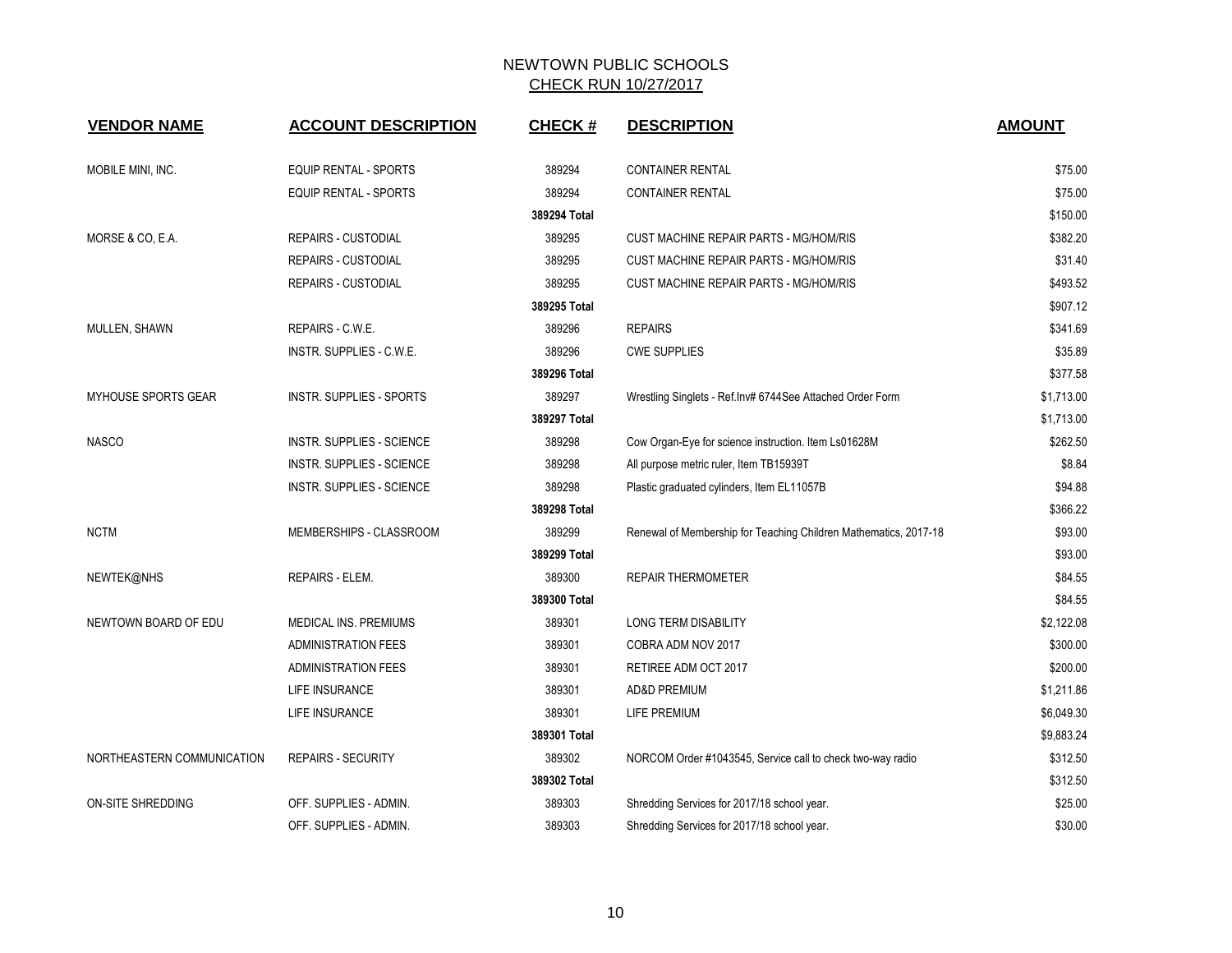# NEWTOWN PUBLIC SCHOOLS

## CHECK RUN 10/27/2017

| VENDOR NAME | ACCOUNT DESCRIPTION | CHECK # | DESCRIPTION | AMOUNT |
|---|---|---|---|---|
| MOBILE MINI, INC. | EQUIP RENTAL - SPORTS | 389294 | CONTAINER RENTAL | $75.00 |
| | EQUIP RENTAL - SPORTS | 389294 | CONTAINER RENTAL | $75.00 |
| | | **389294 Total** | | $150.00 |
| MORSE & CO, E.A. | REPAIRS - CUSTODIAL | 389295 | CUST MACHINE REPAIR PARTS - MG/HOM/RIS | $382.20 |
| | REPAIRS - CUSTODIAL | 389295 | CUST MACHINE REPAIR PARTS - MG/HOM/RIS | $31.40 |
| | REPAIRS - CUSTODIAL | 389295 | CUST MACHINE REPAIR PARTS - MG/HOM/RIS | $493.52 |
| | | **389295 Total** | | $907.12 |
| MULLEN, SHAWN | REPAIRS - C.W.E. | 389296 | REPAIRS | $341.69 |
| | INSTR. SUPPLIES - C.W.E. | 389296 | CWE SUPPLIES | $35.89 |
| | | **389296 Total** | | $377.58 |
| MYHOUSE SPORTS GEAR | INSTR. SUPPLIES - SPORTS | 389297 | Wrestling Singlets - Ref.Inv# 6744See Attached Order Form | $1,713.00 |
| | | **389297 Total** | | $1,713.00 |
| NASCO | INSTR. SUPPLIES - SCIENCE | 389298 | Cow Organ-Eye for science instruction. Item Ls01628M | $262.50 |
| | INSTR. SUPPLIES - SCIENCE | 389298 | All purpose metric ruler, Item TB15939T | $8.84 |
| | INSTR. SUPPLIES - SCIENCE | 389298 | Plastic graduated cylinders, Item EL11057B | $94.88 |
| | | **389298 Total** | | $366.22 |
| NCTM | MEMBERSHIPS - CLASSROOM | 389299 | Renewal of Membership for Teaching Children Mathematics, 2017-18 | $93.00 |
| | | **389299 Total** | | $93.00 |
| NEWTEK@NHS | REPAIRS - ELEM. | 389300 | REPAIR THERMOMETER | $84.55 |
| | | **389300 Total** | | $84.55 |
| NEWTOWN BOARD OF EDU | MEDICAL INS. PREMIUMS | 389301 | LONG TERM DISABILITY | $2,122.08 |
| | ADMINISTRATION FEES | 389301 | COBRA ADM NOV 2017 | $300.00 |
| | ADMINISTRATION FEES | 389301 | RETIREE ADM OCT 2017 | $200.00 |
| | LIFE INSURANCE | 389301 | AD&D PREMIUM | $1,211.86 |
| | LIFE INSURANCE | 389301 | LIFE PREMIUM | $6,049.30 |
| | | **389301 Total** | | $9,883.24 |
| NORTHEASTERN COMMUNICATION | REPAIRS - SECURITY | 389302 | NORCOM Order #1043545, Service call to check two-way radio | $312.50 |
| | | **389302 Total** | | $312.50 |
| ON-SITE SHREDDING | OFF. SUPPLIES - ADMIN. | 389303 | Shredding Services for 2017/18 school year. | $25.00 |
| | OFF. SUPPLIES - ADMIN. | 389303 | Shredding Services for 2017/18 school year. | $30.00 |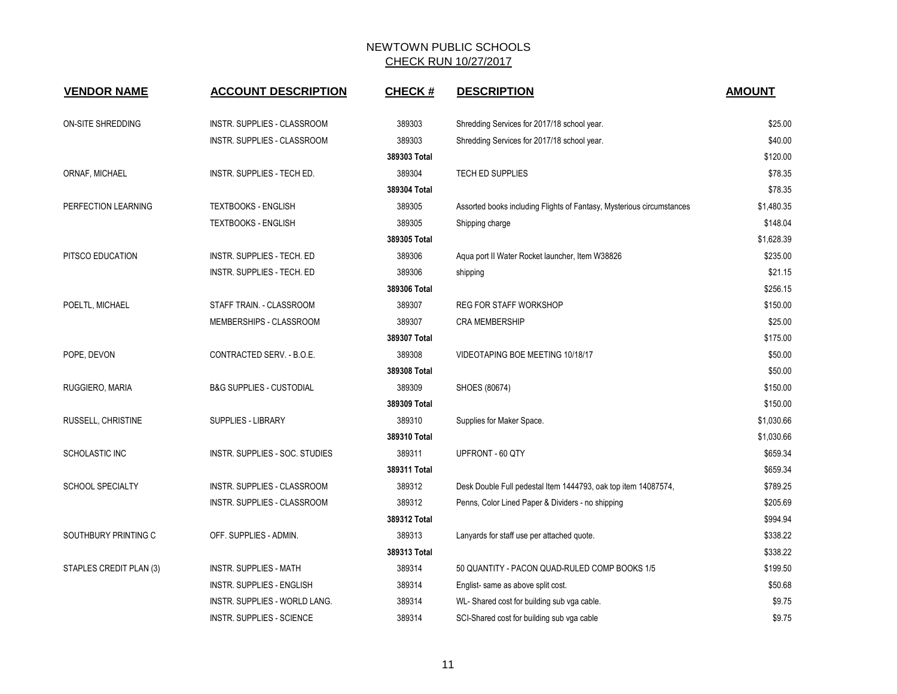# NEWTOWN PUBLIC SCHOOLS

## CHECK RUN 10/27/2017

| VENDOR NAME | ACCOUNT DESCRIPTION | CHECK # | DESCRIPTION | AMOUNT |
|---|---|---|---|---|
| ON-SITE SHREDDING | INSTR. SUPPLIES - CLASSROOM | 389303 | Shredding Services for 2017/18 school year. | $25.00 |
| | INSTR. SUPPLIES - CLASSROOM | 389303 | Shredding Services for 2017/18 school year. | $40.00 |
| | | 389303 Total | | $120.00 |
| ORNAF, MICHAEL | INSTR. SUPPLIES - TECH ED. | 389304 | TECH ED SUPPLIES | $78.35 |
| | | 389304 Total | | $78.35 |
| PERFECTION LEARNING | TEXTBOOKS - ENGLISH | 389305 | Assorted books including Flights of Fantasy, Mysterious circumstances | $1,480.35 |
| | TEXTBOOKS - ENGLISH | 389305 | Shipping charge | $148.04 |
| | | 389305 Total | | $1,628.39 |
| PITSCO EDUCATION | INSTR. SUPPLIES - TECH. ED | 389306 | Aqua port II Water Rocket launcher, Item W38826 | $235.00 |
| | INSTR. SUPPLIES - TECH. ED | 389306 | shipping | $21.15 |
| | | 389306 Total | | $256.15 |
| POELTL, MICHAEL | STAFF TRAIN. - CLASSROOM | 389307 | REG FOR STAFF WORKSHOP | $150.00 |
| | MEMBERSHIPS - CLASSROOM | 389307 | CRA MEMBERSHIP | $25.00 |
| | | 389307 Total | | $175.00 |
| POPE, DEVON | CONTRACTED SERV. - B.O.E. | 389308 | VIDEOTAPING BOE MEETING 10/18/17 | $50.00 |
| | | 389308 Total | | $50.00 |
| RUGGIERO, MARIA | B&G SUPPLIES - CUSTODIAL | 389309 | SHOES (80674) | $150.00 |
| | | 389309 Total | | $150.00 |
| RUSSELL, CHRISTINE | SUPPLIES - LIBRARY | 389310 | Supplies for Maker Space. | $1,030.66 |
| | | 389310 Total | | $1,030.66 |
| SCHOLASTIC INC | INSTR. SUPPLIES - SOC. STUDIES | 389311 | UPFRONT - 60 QTY | $659.34 |
| | | 389311 Total | | $659.34 |
| SCHOOL SPECIALTY | INSTR. SUPPLIES - CLASSROOM | 389312 | Desk Double Full pedestal Item 1444793, oak top item 14087574, | $789.25 |
| | INSTR. SUPPLIES - CLASSROOM | 389312 | Penns, Color Lined Paper & Dividers - no shipping | $205.69 |
| | | 389312 Total | | $994.94 |
| SOUTHBURY PRINTING C | OFF. SUPPLIES - ADMIN. | 389313 | Lanyards for staff use per attached quote. | $338.22 |
| | | 389313 Total | | $338.22 |
| STAPLES CREDIT PLAN (3) | INSTR. SUPPLIES - MATH | 389314 | 50 QUANTITY - PACON QUAD-RULED COMP BOOKS 1/5 | $199.50 |
| | INSTR. SUPPLIES - ENGLISH | 389314 | Englist- same as above split cost. | $50.68 |
| | INSTR. SUPPLIES - WORLD LANG. | 389314 | WL- Shared cost for building sub vga cable. | $9.75 |
| | INSTR. SUPPLIES - SCIENCE | 389314 | SCI-Shared cost for building sub vga cable | $9.75 |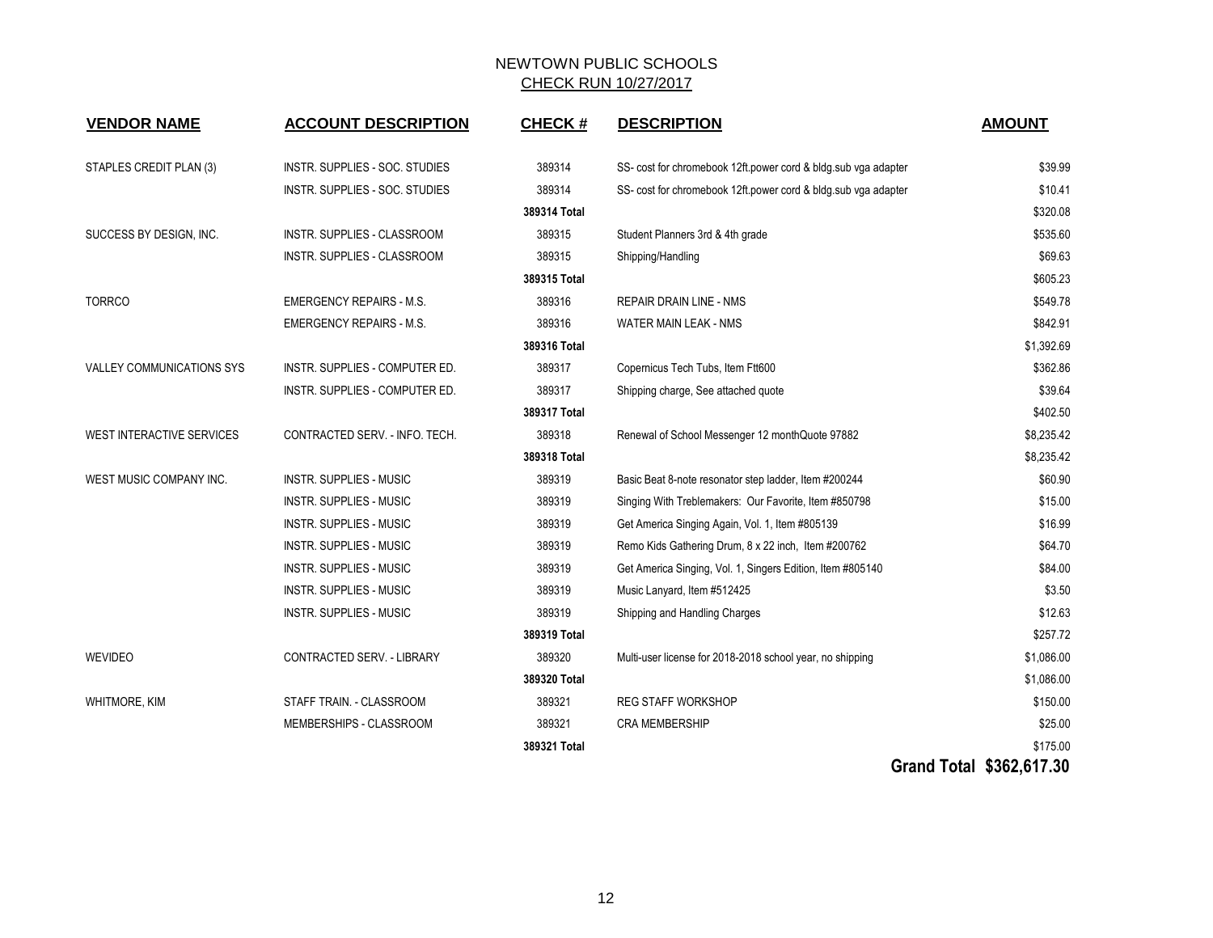# NEWTOWN PUBLIC SCHOOLS
## CHECK RUN 10/27/2017

| VENDOR NAME | ACCOUNT DESCRIPTION | CHECK # | DESCRIPTION | AMOUNT |
|---|---|---|---|---|
| STAPLES CREDIT PLAN (3) | INSTR. SUPPLIES - SOC. STUDIES | 389314 | SS- cost for chromebook 12ft.power cord & bldg.sub vga adapter | $39.99 |
| | INSTR. SUPPLIES - SOC. STUDIES | 389314 | SS- cost for chromebook 12ft.power cord & bldg.sub vga adapter | $10.41 |
| | | **389314 Total** | | $320.08 |
| SUCCESS BY DESIGN, INC. | INSTR. SUPPLIES - CLASSROOM | 389315 | Student Planners 3rd & 4th grade | $535.60 |
| | INSTR. SUPPLIES - CLASSROOM | 389315 | Shipping/Handling | $69.63 |
| | | **389315 Total** | | $605.23 |
| TORRCO | EMERGENCY REPAIRS - M.S. | 389316 | REPAIR DRAIN LINE - NMS | $549.78 |
| | EMERGENCY REPAIRS - M.S. | 389316 | WATER MAIN LEAK - NMS | $842.91 |
| | | **389316 Total** | | $1,392.69 |
| VALLEY COMMUNICATIONS SYS | INSTR. SUPPLIES - COMPUTER ED. | 389317 | Copernicus Tech Tubs, Item Ftt600 | $362.86 |
| | INSTR. SUPPLIES - COMPUTER ED. | 389317 | Shipping charge, See attached quote | $39.64 |
| | | **389317 Total** | | $402.50 |
| WEST INTERACTIVE SERVICES | CONTRACTED SERV. - INFO. TECH. | 389318 | Renewal of School Messenger 12 monthQuote 97882 | $8,235.42 |
| | | **389318 Total** | | $8,235.42 |
| WEST MUSIC COMPANY INC. | INSTR. SUPPLIES - MUSIC | 389319 | Basic Beat 8-note resonator step ladder, Item #200244 | $60.90 |
| | INSTR. SUPPLIES - MUSIC | 389319 | Singing With Treblemakers: Our Favorite, Item #850798 | $15.00 |
| | INSTR. SUPPLIES - MUSIC | 389319 | Get America Singing Again, Vol. 1, Item #805139 | $16.99 |
| | INSTR. SUPPLIES - MUSIC | 389319 | Remo Kids Gathering Drum, 8 x 22 inch, Item #200762 | $64.70 |
| | INSTR. SUPPLIES - MUSIC | 389319 | Get America Singing, Vol. 1, Singers Edition, Item #805140 | $84.00 |
| | INSTR. SUPPLIES - MUSIC | 389319 | Music Lanyard, Item #512425 | $3.50 |
| | INSTR. SUPPLIES - MUSIC | 389319 | Shipping and Handling Charges | $12.63 |
| | | **389319 Total** | | $257.72 |
| WEVIDEO | CONTRACTED SERV. - LIBRARY | 389320 | Multi-user license for 2018-2018 school year, no shipping | $1,086.00 |
| | | **389320 Total** | | $1,086.00 |
| WHITMORE, KIM | STAFF TRAIN. - CLASSROOM | 389321 | REG STAFF WORKSHOP | $150.00 |
| | MEMBERSHIPS - CLASSROOM | 389321 | CRA MEMBERSHIP | $25.00 |
| | | **389321 Total** | | $175.00 |
| | | | **Grand Total** | **$362,617.30** |